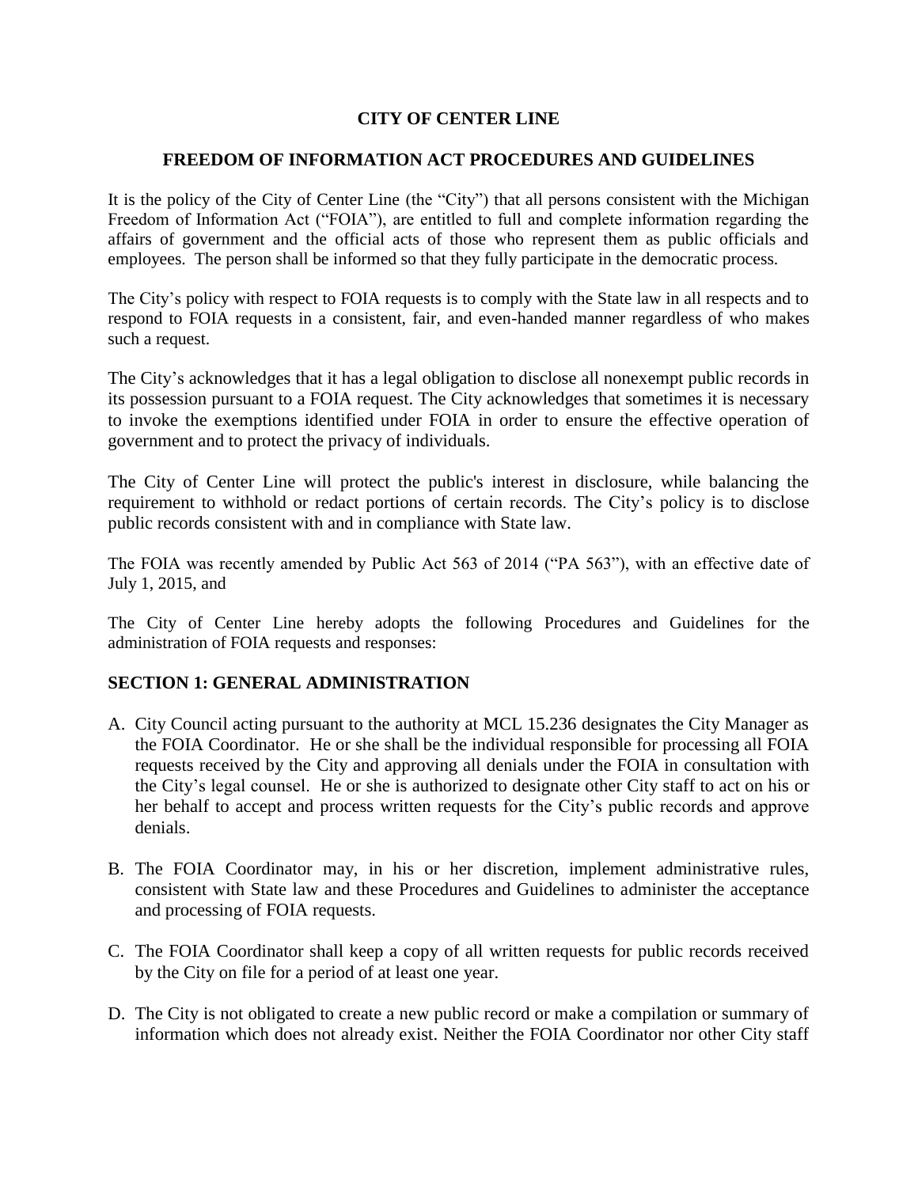# CITY OF CENTER LINE

## FREEDOM OF INFORMATION ACT PROCEDURES AND GUIDELINES

It is the policy of the City of Center Line (the "City") that all persons consistent with the Michigan Freedom of Information Act ("FOIA"), are entitled to full and complete information regarding the affairs of government and the official acts of those who represent them as public officials and employees. The person shall be informed so that they fully participate in the democratic process.

The City's policy with respect to FOIA requests is to comply with the State law in all respects and to respond to FOIA requests in a consistent, fair, and even-handed manner regardless of who makes such a request.

The City's acknowledges that it has a legal obligation to disclose all nonexempt public records in its possession pursuant to a FOIA request. The City acknowledges that sometimes it is necessary to invoke the exemptions identified under FOIA in order to ensure the effective operation of government and to protect the privacy of individuals.

The City of Center Line will protect the public's interest in disclosure, while balancing the requirement to withhold or redact portions of certain records. The City's policy is to disclose public records consistent with and in compliance with State law.

The FOIA was recently amended by Public Act 563 of 2014 ("PA 563"), with an effective date of July 1, 2015, and

The City of Center Line hereby adopts the following Procedures and Guidelines for the administration of FOIA requests and responses:

### SECTION 1: GENERAL ADMINISTRATION

A. City Council acting pursuant to the authority at MCL 15.236 designates the City Manager as the FOIA Coordinator. He or she shall be the individual responsible for processing all FOIA requests received by the City and approving all denials under the FOIA in consultation with the City's legal counsel. He or she is authorized to designate other City staff to act on his or her behalf to accept and process written requests for the City's public records and approve denials.

B. The FOIA Coordinator may, in his or her discretion, implement administrative rules, consistent with State law and these Procedures and Guidelines to administer the acceptance and processing of FOIA requests.

C. The FOIA Coordinator shall keep a copy of all written requests for public records received by the City on file for a period of at least one year.

D. The City is not obligated to create a new public record or make a compilation or summary of information which does not already exist. Neither the FOIA Coordinator nor other City staff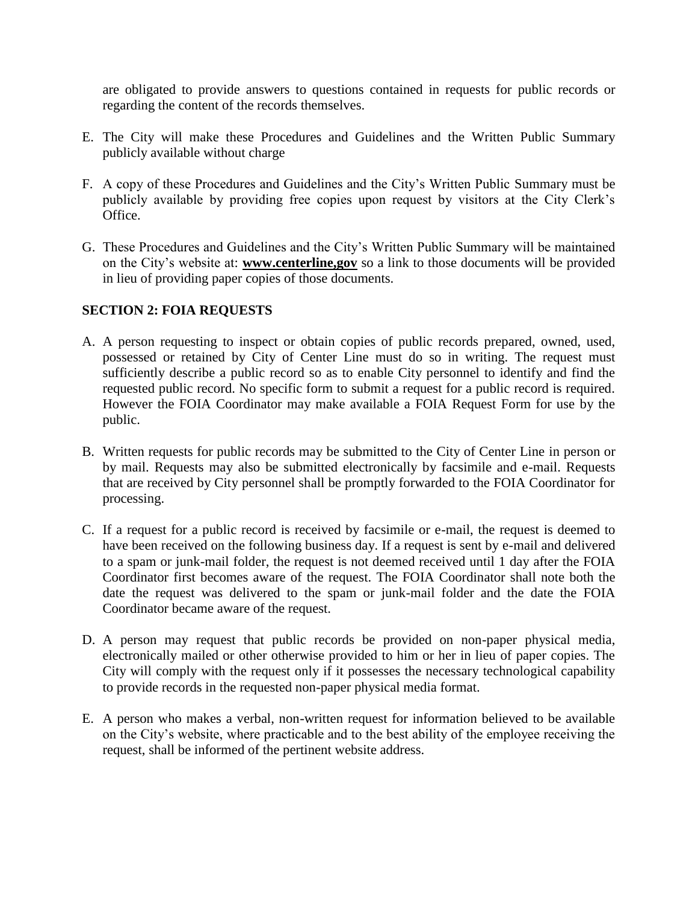are obligated to provide answers to questions contained in requests for public records or regarding the content of the records themselves.

E. The City will make these Procedures and Guidelines and the Written Public Summary publicly available without charge

F. A copy of these Procedures and Guidelines and the City's Written Public Summary must be publicly available by providing free copies upon request by visitors at the City Clerk's Office.

G. These Procedures and Guidelines and the City's Written Public Summary will be maintained on the City's website at: **www.centerline,gov** so a link to those documents will be provided in lieu of providing paper copies of those documents.

## SECTION 2: FOIA REQUESTS

A. A person requesting to inspect or obtain copies of public records prepared, owned, used, possessed or retained by City of Center Line must do so in writing. The request must sufficiently describe a public record so as to enable City personnel to identify and find the requested public record. No specific form to submit a request for a public record is required. However the FOIA Coordinator may make available a FOIA Request Form for use by the public.

B. Written requests for public records may be submitted to the City of Center Line in person or by mail. Requests may also be submitted electronically by facsimile and e-mail. Requests that are received by City personnel shall be promptly forwarded to the FOIA Coordinator for processing.

C. If a request for a public record is received by facsimile or e-mail, the request is deemed to have been received on the following business day. If a request is sent by e-mail and delivered to a spam or junk-mail folder, the request is not deemed received until 1 day after the FOIA Coordinator first becomes aware of the request. The FOIA Coordinator shall note both the date the request was delivered to the spam or junk-mail folder and the date the FOIA Coordinator became aware of the request.

D. A person may request that public records be provided on non-paper physical media, electronically mailed or other otherwise provided to him or her in lieu of paper copies. The City will comply with the request only if it possesses the necessary technological capability to provide records in the requested non-paper physical media format.

E. A person who makes a verbal, non-written request for information believed to be available on the City's website, where practicable and to the best ability of the employee receiving the request, shall be informed of the pertinent website address.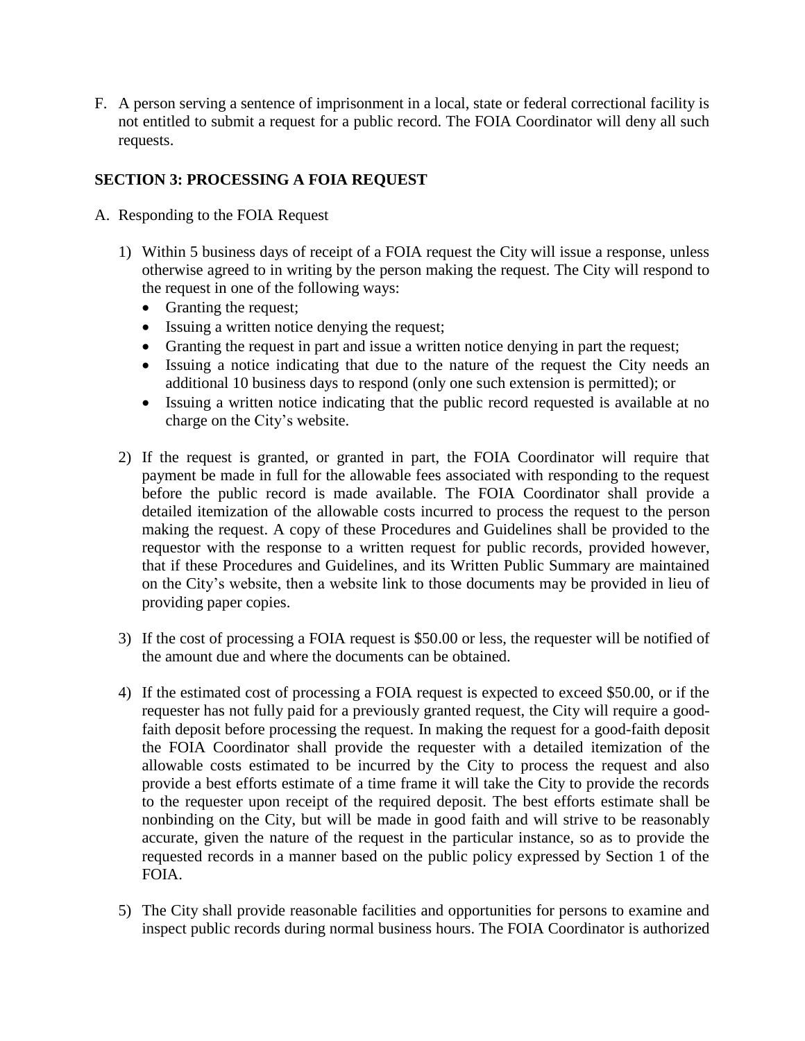F. A person serving a sentence of imprisonment in a local, state or federal correctional facility is not entitled to submit a request for a public record. The FOIA Coordinator will deny all such requests.

## SECTION 3: PROCESSING A FOIA REQUEST

A. Responding to the FOIA Request

1) Within 5 business days of receipt of a FOIA request the City will issue a response, unless otherwise agreed to in writing by the person making the request. The City will respond to the request in one of the following ways:
   - Granting the request;
   - Issuing a written notice denying the request;
   - Granting the request in part and issue a written notice denying in part the request;
   - Issuing a notice indicating that due to the nature of the request the City needs an additional 10 business days to respond (only one such extension is permitted); or
   - Issuing a written notice indicating that the public record requested is available at no charge on the City's website.

2) If the request is granted, or granted in part, the FOIA Coordinator will require that payment be made in full for the allowable fees associated with responding to the request before the public record is made available. The FOIA Coordinator shall provide a detailed itemization of the allowable costs incurred to process the request to the person making the request. A copy of these Procedures and Guidelines shall be provided to the requestor with the response to a written request for public records, provided however, that if these Procedures and Guidelines, and its Written Public Summary are maintained on the City's website, then a website link to those documents may be provided in lieu of providing paper copies.

3) If the cost of processing a FOIA request is $50.00 or less, the requester will be notified of the amount due and where the documents can be obtained.

4) If the estimated cost of processing a FOIA request is expected to exceed $50.00, or if the requester has not fully paid for a previously granted request, the City will require a good-faith deposit before processing the request. In making the request for a good-faith deposit the FOIA Coordinator shall provide the requester with a detailed itemization of the allowable costs estimated to be incurred by the City to process the request and also provide a best efforts estimate of a time frame it will take the City to provide the records to the requester upon receipt of the required deposit. The best efforts estimate shall be nonbinding on the City, but will be made in good faith and will strive to be reasonably accurate, given the nature of the request in the particular instance, so as to provide the requested records in a manner based on the public policy expressed by Section 1 of the FOIA.

5) The City shall provide reasonable facilities and opportunities for persons to examine and inspect public records during normal business hours. The FOIA Coordinator is authorized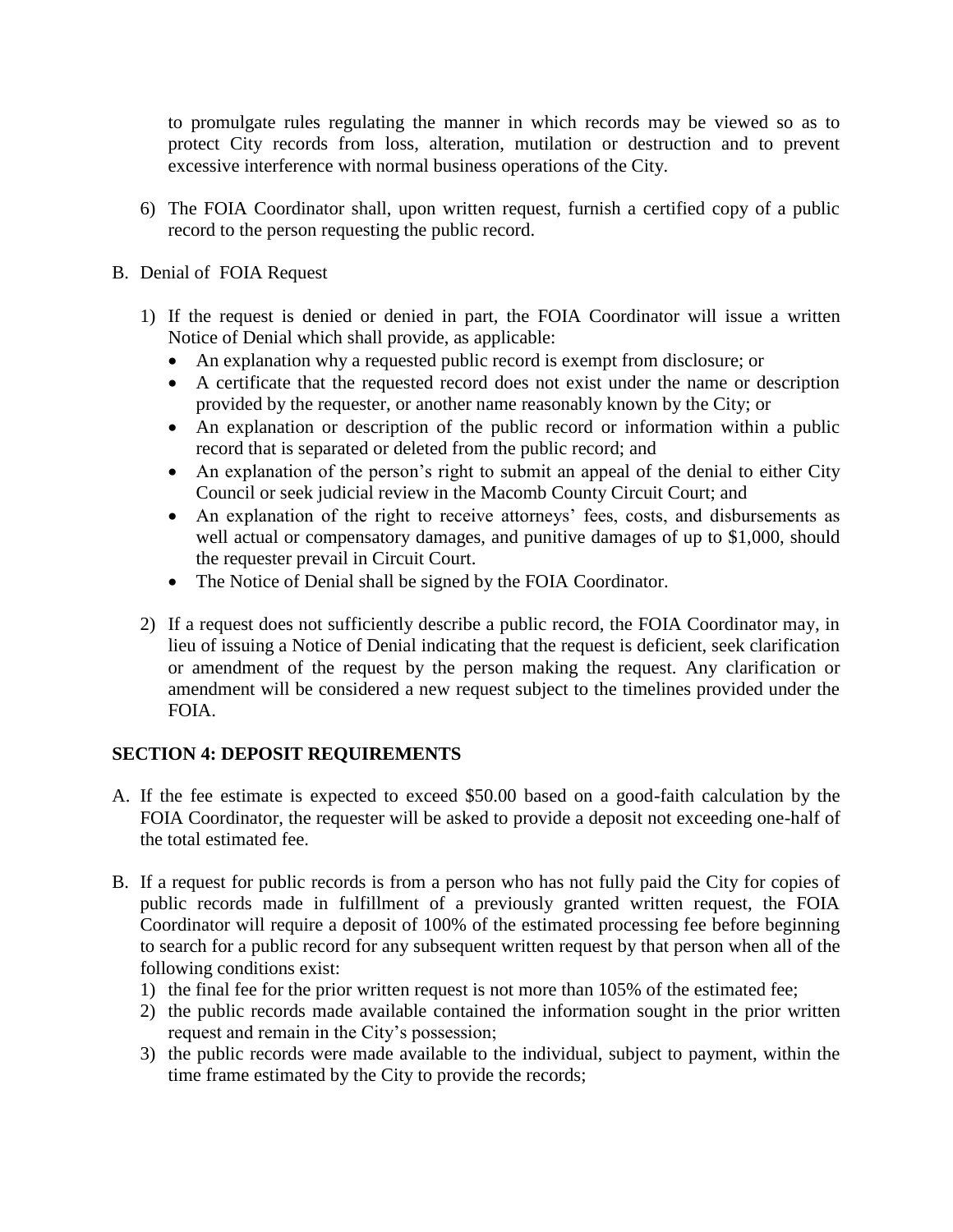to promulgate rules regulating the manner in which records may be viewed so as to protect City records from loss, alteration, mutilation or destruction and to prevent excessive interference with normal business operations of the City.

6) The FOIA Coordinator shall, upon written request, furnish a certified copy of a public record to the person requesting the public record.

B. Denial of FOIA Request

1) If the request is denied or denied in part, the FOIA Coordinator will issue a written Notice of Denial which shall provide, as applicable:
   - An explanation why a requested public record is exempt from disclosure; or
   - A certificate that the requested record does not exist under the name or description provided by the requester, or another name reasonably known by the City; or
   - An explanation or description of the public record or information within a public record that is separated or deleted from the public record; and
   - An explanation of the person's right to submit an appeal of the denial to either City Council or seek judicial review in the Macomb County Circuit Court; and
   - An explanation of the right to receive attorneys' fees, costs, and disbursements as well actual or compensatory damages, and punitive damages of up to $1,000, should the requester prevail in Circuit Court.
   - The Notice of Denial shall be signed by the FOIA Coordinator.

2) If a request does not sufficiently describe a public record, the FOIA Coordinator may, in lieu of issuing a Notice of Denial indicating that the request is deficient, seek clarification or amendment of the request by the person making the request. Any clarification or amendment will be considered a new request subject to the timelines provided under the FOIA.

## SECTION 4: DEPOSIT REQUIREMENTS

A. If the fee estimate is expected to exceed $50.00 based on a good-faith calculation by the FOIA Coordinator, the requester will be asked to provide a deposit not exceeding one-half of the total estimated fee.

B. If a request for public records is from a person who has not fully paid the City for copies of public records made in fulfillment of a previously granted written request, the FOIA Coordinator will require a deposit of 100% of the estimated processing fee before beginning to search for a public record for any subsequent written request by that person when all of the following conditions exist:
   1) the final fee for the prior written request is not more than 105% of the estimated fee;
   2) the public records made available contained the information sought in the prior written request and remain in the City's possession;
   3) the public records were made available to the individual, subject to payment, within the time frame estimated by the City to provide the records;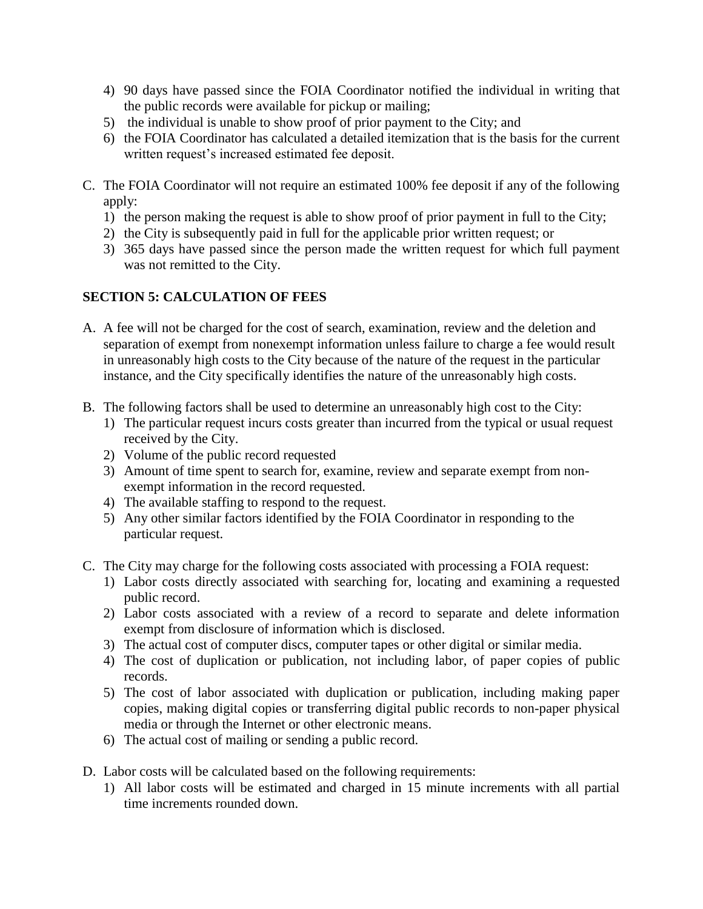4) 90 days have passed since the FOIA Coordinator notified the individual in writing that the public records were available for pickup or mailing;
5) the individual is unable to show proof of prior payment to the City; and
6) the FOIA Coordinator has calculated a detailed itemization that is the basis for the current written request's increased estimated fee deposit.

C. The FOIA Coordinator will not require an estimated 100% fee deposit if any of the following apply:
   1) the person making the request is able to show proof of prior payment in full to the City;
   2) the City is subsequently paid in full for the applicable prior written request; or
   3) 365 days have passed since the person made the written request for which full payment was not remitted to the City.

## SECTION 5: CALCULATION OF FEES

A. A fee will not be charged for the cost of search, examination, review and the deletion and separation of exempt from nonexempt information unless failure to charge a fee would result in unreasonably high costs to the City because of the nature of the request in the particular instance, and the City specifically identifies the nature of the unreasonably high costs.

B. The following factors shall be used to determine an unreasonably high cost to the City:
   1) The particular request incurs costs greater than incurred from the typical or usual request received by the City.
   2) Volume of the public record requested
   3) Amount of time spent to search for, examine, review and separate exempt from non-exempt information in the record requested.
   4) The available staffing to respond to the request.
   5) Any other similar factors identified by the FOIA Coordinator in responding to the particular request.

C. The City may charge for the following costs associated with processing a FOIA request:
   1) Labor costs directly associated with searching for, locating and examining a requested public record.
   2) Labor costs associated with a review of a record to separate and delete information exempt from disclosure of information which is disclosed.
   3) The actual cost of computer discs, computer tapes or other digital or similar media.
   4) The cost of duplication or publication, not including labor, of paper copies of public records.
   5) The cost of labor associated with duplication or publication, including making paper copies, making digital copies or transferring digital public records to non-paper physical media or through the Internet or other electronic means.
   6) The actual cost of mailing or sending a public record.

D. Labor costs will be calculated based on the following requirements:
   1) All labor costs will be estimated and charged in 15 minute increments with all partial time increments rounded down.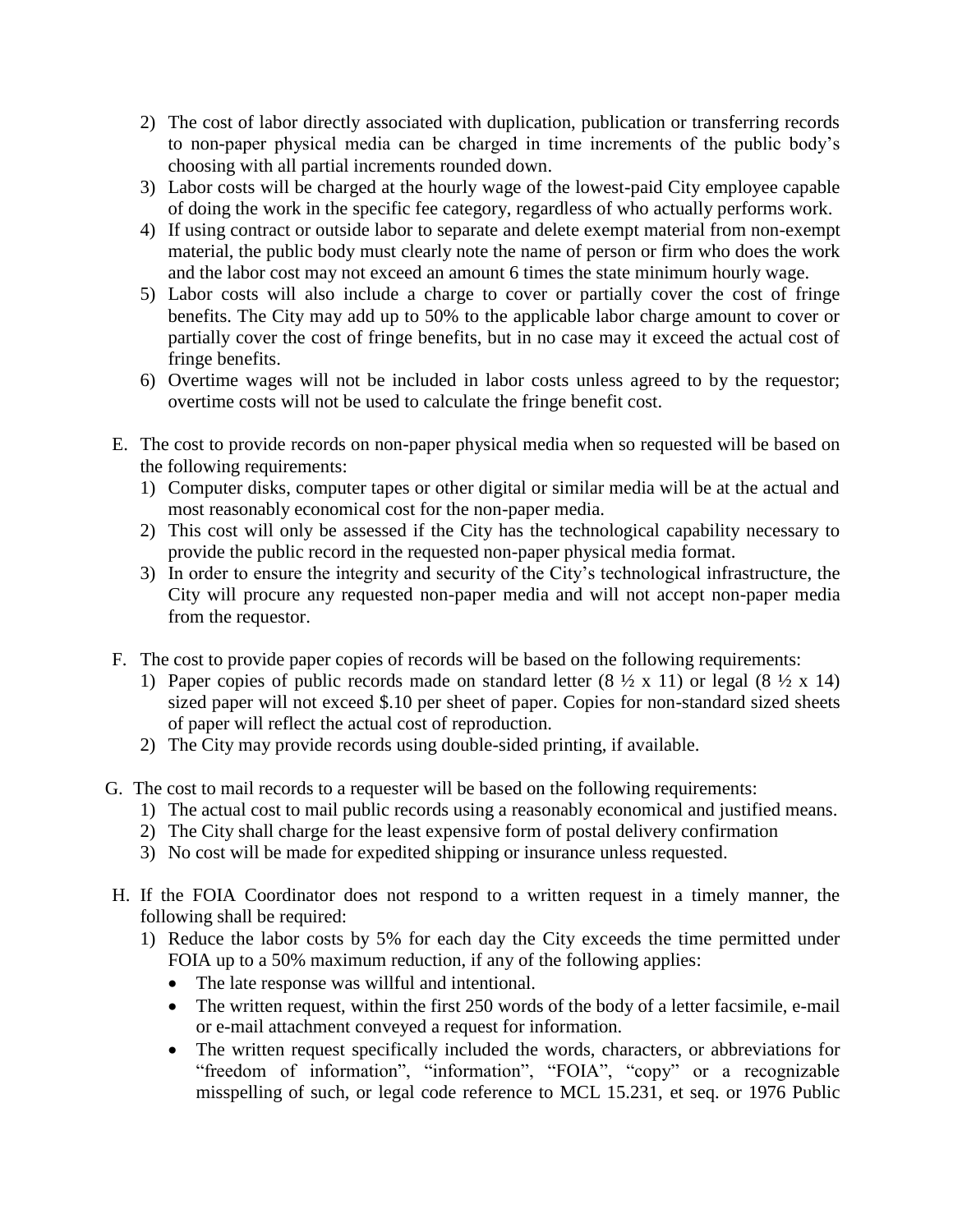2) The cost of labor directly associated with duplication, publication or transferring records to non-paper physical media can be charged in time increments of the public body's choosing with all partial increments rounded down.
3) Labor costs will be charged at the hourly wage of the lowest-paid City employee capable of doing the work in the specific fee category, regardless of who actually performs work.
4) If using contract or outside labor to separate and delete exempt material from non-exempt material, the public body must clearly note the name of person or firm who does the work and the labor cost may not exceed an amount 6 times the state minimum hourly wage.
5) Labor costs will also include a charge to cover or partially cover the cost of fringe benefits. The City may add up to 50% to the applicable labor charge amount to cover or partially cover the cost of fringe benefits, but in no case may it exceed the actual cost of fringe benefits.
6) Overtime wages will not be included in labor costs unless agreed to by the requestor; overtime costs will not be used to calculate the fringe benefit cost.

E. The cost to provide records on non-paper physical media when so requested will be based on the following requirements:
   1) Computer disks, computer tapes or other digital or similar media will be at the actual and most reasonably economical cost for the non-paper media.
   2) This cost will only be assessed if the City has the technological capability necessary to provide the public record in the requested non-paper physical media format.
   3) In order to ensure the integrity and security of the City's technological infrastructure, the City will procure any requested non-paper media and will not accept non-paper media from the requestor.

F. The cost to provide paper copies of records will be based on the following requirements:
   1) Paper copies of public records made on standard letter (8 ½ x 11) or legal (8 ½ x 14) sized paper will not exceed $.10 per sheet of paper. Copies for non-standard sized sheets of paper will reflect the actual cost of reproduction.
   2) The City may provide records using double-sided printing, if available.

G. The cost to mail records to a requester will be based on the following requirements:
   1) The actual cost to mail public records using a reasonably economical and justified means.
   2) The City shall charge for the least expensive form of postal delivery confirmation
   3) No cost will be made for expedited shipping or insurance unless requested.

H. If the FOIA Coordinator does not respond to a written request in a timely manner, the following shall be required:
   1) Reduce the labor costs by 5% for each day the City exceeds the time permitted under FOIA up to a 50% maximum reduction, if any of the following applies:
      - The late response was willful and intentional.
      - The written request, within the first 250 words of the body of a letter facsimile, e-mail or e-mail attachment conveyed a request for information.
      - The written request specifically included the words, characters, or abbreviations for "freedom of information", "information", "FOIA", "copy" or a recognizable misspelling of such, or legal code reference to MCL 15.231, et seq. or 1976 Public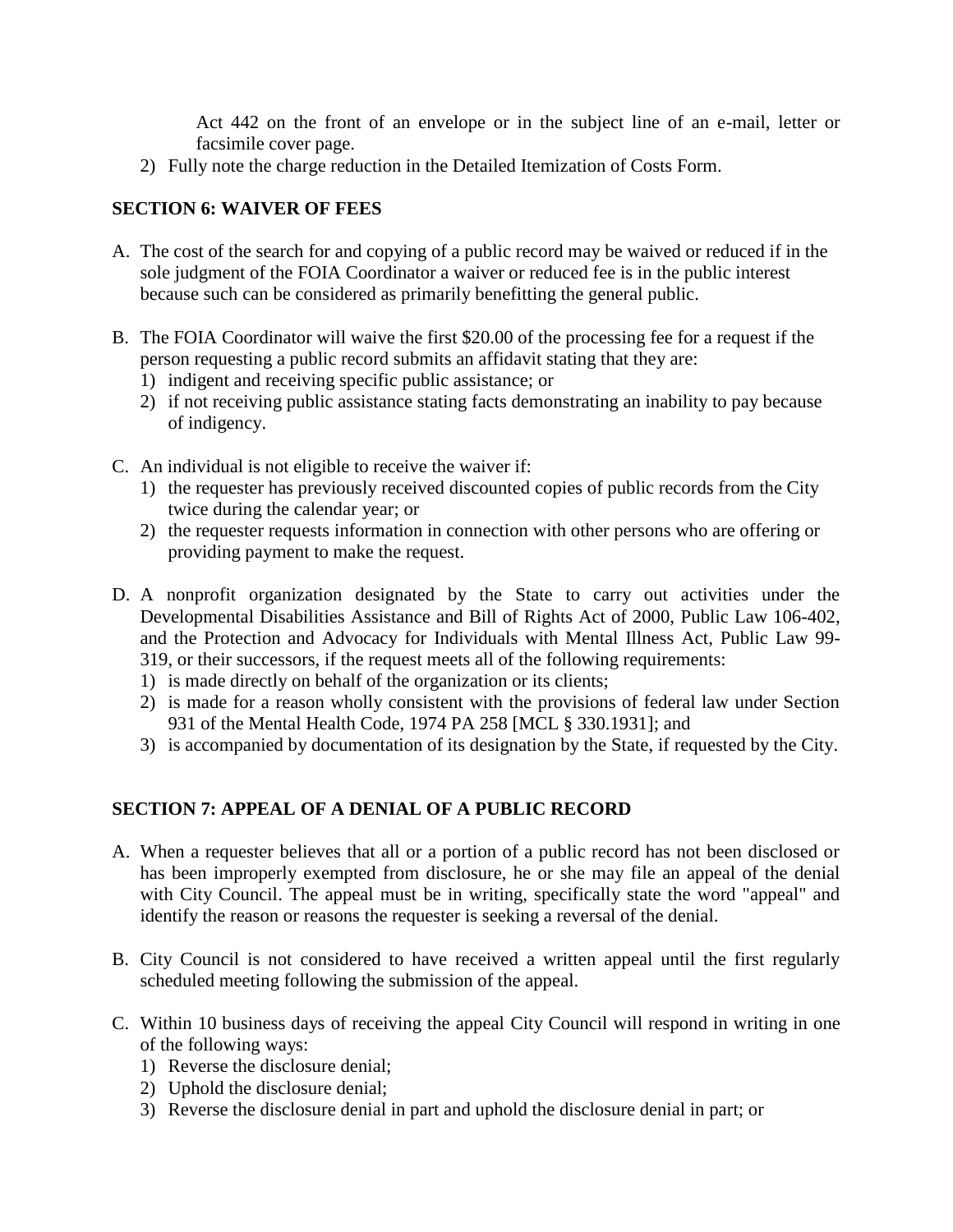Act 442 on the front of an envelope or in the subject line of an e-mail, letter or facsimile cover page.

2) Fully note the charge reduction in the Detailed Itemization of Costs Form.

## SECTION 6: WAIVER OF FEES

A. The cost of the search for and copying of a public record may be waived or reduced if in the sole judgment of the FOIA Coordinator a waiver or reduced fee is in the public interest because such can be considered as primarily benefitting the general public.

B. The FOIA Coordinator will waive the first $20.00 of the processing fee for a request if the person requesting a public record submits an affidavit stating that they are:
   1) indigent and receiving specific public assistance; or
   2) if not receiving public assistance stating facts demonstrating an inability to pay because of indigency.

C. An individual is not eligible to receive the waiver if:
   1) the requester has previously received discounted copies of public records from the City twice during the calendar year; or
   2) the requester requests information in connection with other persons who are offering or providing payment to make the request.

D. A nonprofit organization designated by the State to carry out activities under the Developmental Disabilities Assistance and Bill of Rights Act of 2000, Public Law 106-402, and the Protection and Advocacy for Individuals with Mental Illness Act, Public Law 99-319, or their successors, if the request meets all of the following requirements:
   1) is made directly on behalf of the organization or its clients;
   2) is made for a reason wholly consistent with the provisions of federal law under Section 931 of the Mental Health Code, 1974 PA 258 [MCL § 330.1931]; and
   3) is accompanied by documentation of its designation by the State, if requested by the City.

## SECTION 7: APPEAL OF A DENIAL OF A PUBLIC RECORD

A. When a requester believes that all or a portion of a public record has not been disclosed or has been improperly exempted from disclosure, he or she may file an appeal of the denial with City Council. The appeal must be in writing, specifically state the word "appeal" and identify the reason or reasons the requester is seeking a reversal of the denial.

B. City Council is not considered to have received a written appeal until the first regularly scheduled meeting following the submission of the appeal.

C. Within 10 business days of receiving the appeal City Council will respond in writing in one of the following ways:
   1) Reverse the disclosure denial;
   2) Uphold the disclosure denial;
   3) Reverse the disclosure denial in part and uphold the disclosure denial in part; or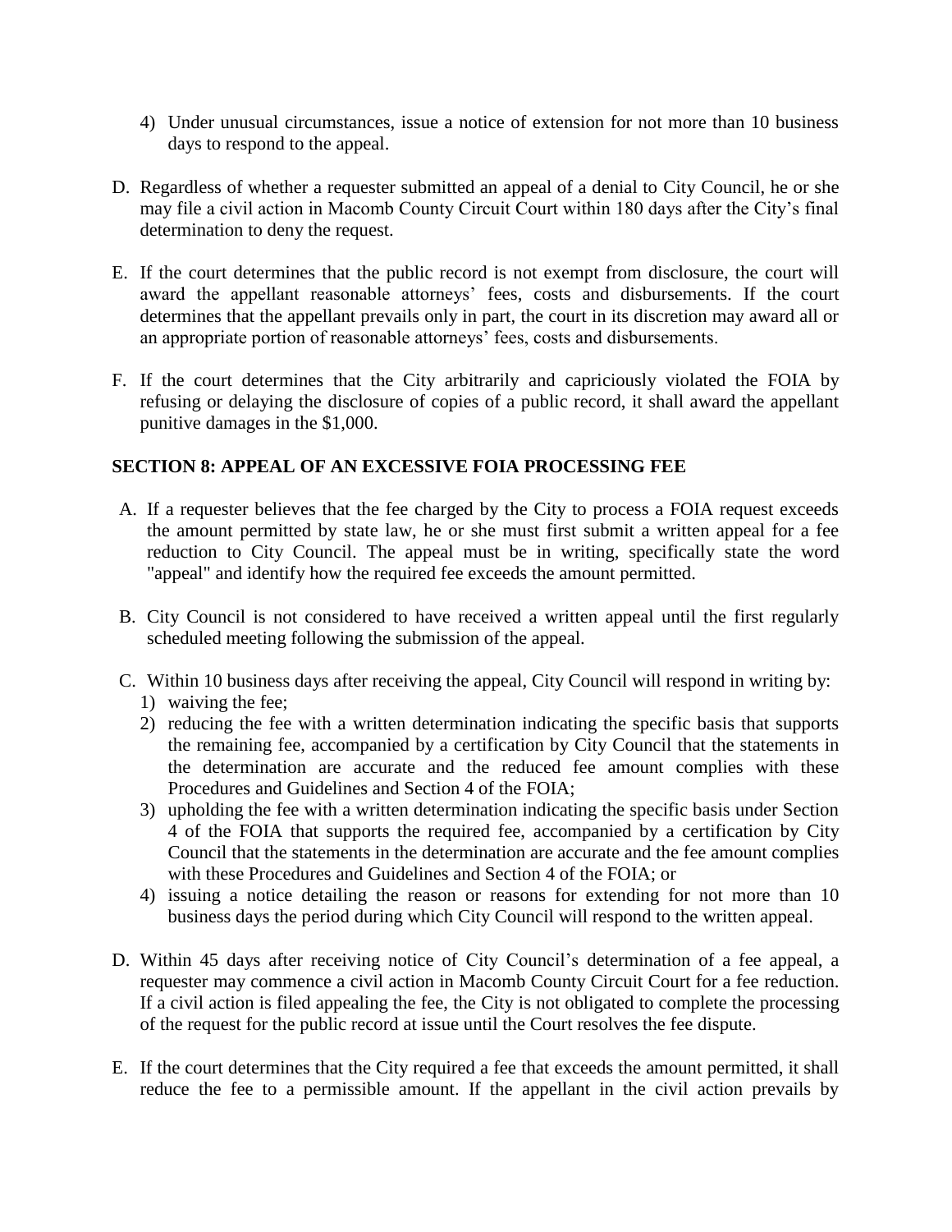4) Under unusual circumstances, issue a notice of extension for not more than 10 business days to respond to the appeal.

D. Regardless of whether a requester submitted an appeal of a denial to City Council, he or she may file a civil action in Macomb County Circuit Court within 180 days after the City's final determination to deny the request.

E. If the court determines that the public record is not exempt from disclosure, the court will award the appellant reasonable attorneys' fees, costs and disbursements. If the court determines that the appellant prevails only in part, the court in its discretion may award all or an appropriate portion of reasonable attorneys' fees, costs and disbursements.

F. If the court determines that the City arbitrarily and capriciously violated the FOIA by refusing or delaying the disclosure of copies of a public record, it shall award the appellant punitive damages in the $1,000.

## SECTION 8: APPEAL OF AN EXCESSIVE FOIA PROCESSING FEE

A. If a requester believes that the fee charged by the City to process a FOIA request exceeds the amount permitted by state law, he or she must first submit a written appeal for a fee reduction to City Council. The appeal must be in writing, specifically state the word "appeal" and identify how the required fee exceeds the amount permitted.

B. City Council is not considered to have received a written appeal until the first regularly scheduled meeting following the submission of the appeal.

C. Within 10 business days after receiving the appeal, City Council will respond in writing by:
   1) waiving the fee;
   2) reducing the fee with a written determination indicating the specific basis that supports the remaining fee, accompanied by a certification by City Council that the statements in the determination are accurate and the reduced fee amount complies with these Procedures and Guidelines and Section 4 of the FOIA;
   3) upholding the fee with a written determination indicating the specific basis under Section 4 of the FOIA that supports the required fee, accompanied by a certification by City Council that the statements in the determination are accurate and the fee amount complies with these Procedures and Guidelines and Section 4 of the FOIA; or
   4) issuing a notice detailing the reason or reasons for extending for not more than 10 business days the period during which City Council will respond to the written appeal.

D. Within 45 days after receiving notice of City Council's determination of a fee appeal, a requester may commence a civil action in Macomb County Circuit Court for a fee reduction. If a civil action is filed appealing the fee, the City is not obligated to complete the processing of the request for the public record at issue until the Court resolves the fee dispute.

E. If the court determines that the City required a fee that exceeds the amount permitted, it shall reduce the fee to a permissible amount. If the appellant in the civil action prevails by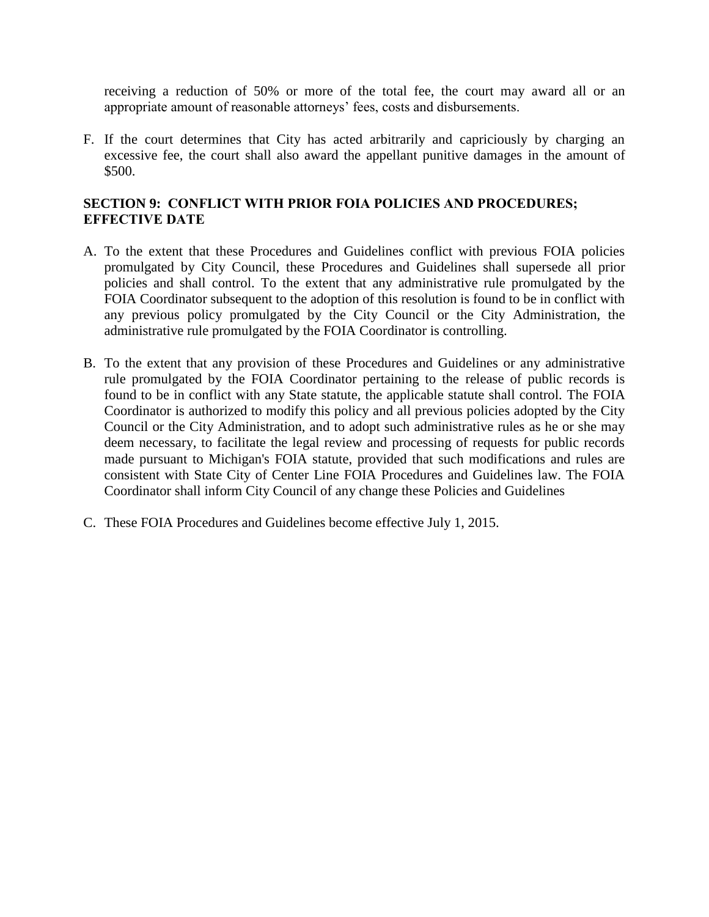receiving a reduction of 50% or more of the total fee, the court may award all or an appropriate amount of reasonable attorneys' fees, costs and disbursements.

F. If the court determines that City has acted arbitrarily and capriciously by charging an excessive fee, the court shall also award the appellant punitive damages in the amount of $500.

## SECTION 9: CONFLICT WITH PRIOR FOIA POLICIES AND PROCEDURES; EFFECTIVE DATE

A. To the extent that these Procedures and Guidelines conflict with previous FOIA policies promulgated by City Council, these Procedures and Guidelines shall supersede all prior policies and shall control. To the extent that any administrative rule promulgated by the FOIA Coordinator subsequent to the adoption of this resolution is found to be in conflict with any previous policy promulgated by the City Council or the City Administration, the administrative rule promulgated by the FOIA Coordinator is controlling.

B. To the extent that any provision of these Procedures and Guidelines or any administrative rule promulgated by the FOIA Coordinator pertaining to the release of public records is found to be in conflict with any State statute, the applicable statute shall control. The FOIA Coordinator is authorized to modify this policy and all previous policies adopted by the City Council or the City Administration, and to adopt such administrative rules as he or she may deem necessary, to facilitate the legal review and processing of requests for public records made pursuant to Michigan's FOIA statute, provided that such modifications and rules are consistent with State City of Center Line FOIA Procedures and Guidelines law. The FOIA Coordinator shall inform City Council of any change these Policies and Guidelines

C. These FOIA Procedures and Guidelines become effective July 1, 2015.